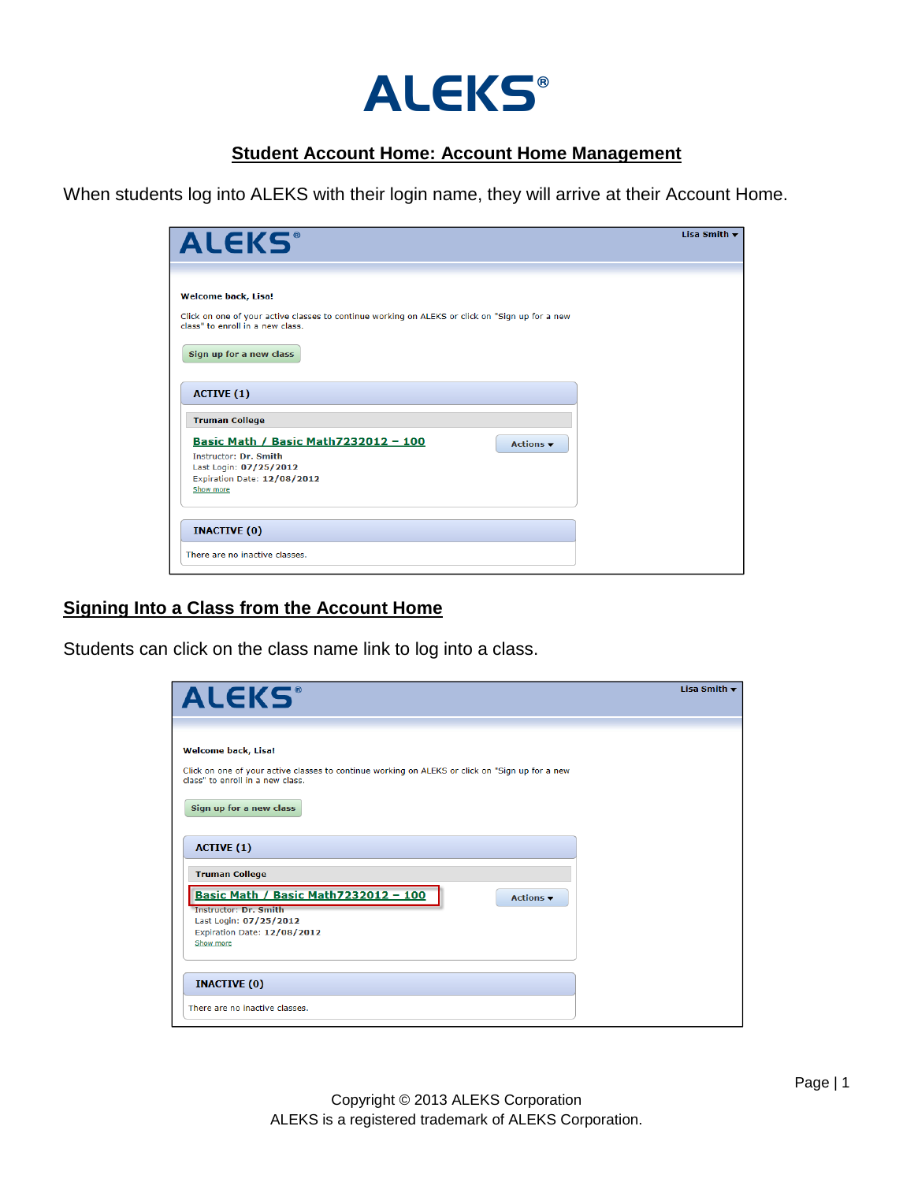# ALEKS®

## Student Account Home: Account Home Management

When students log into ALEKS with their login name, they will arrive at their Account Home.

## Signing Into a Class from the Account Home

Students can click on the class name link to log into a class.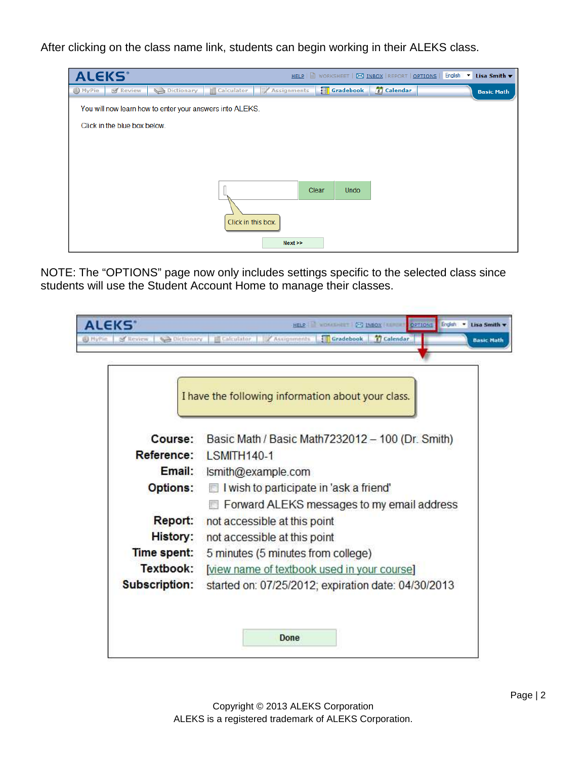After clicking on the class name link, students can begin working in their ALEKS class.

ALEKS®

HELP | WORKSHEET | INBOX | REPORT | OPTIONS | English | Lisa Smith

MyPie | Review | Dictionary | Calculator | Assignments | Gradebook | Calendar | Basic Math

You will now learn how to enter your answers into ALEKS.

Click in the blue box below.

Clear | Undo

Click in this box.

Next >>

NOTE: The "OPTIONS" page now only includes settings specific to the selected class since students will use the Student Account Home to manage their classes.

ALEKS®

HELP | WORKSHEET | INBOX | REPORT | OPTIONS | English | Lisa Smith

MyPie | Review | Dictionary | Calculator | Assignments | Gradebook | Calendar | Basic Math

I have the following information about your class.

**Course:** Basic Math / Basic Math7232012 – 100 (Dr. Smith)

**Reference:** LSMITH140-1

**Email:** lsmith@example.com

**Options:**
- I wish to participate in 'ask a friend'
- Forward ALEKS messages to my email address

**Report:** not accessible at this point

**History:** not accessible at this point

**Time spent:** 5 minutes (5 minutes from college)

**Textbook:** [view name of textbook used in your course]

**Subscription:** started on: 07/25/2012; expiration date: 04/30/2013

Done

Copyright © 2013 ALEKS Corporation
ALEKS is a registered trademark of ALEKS Corporation.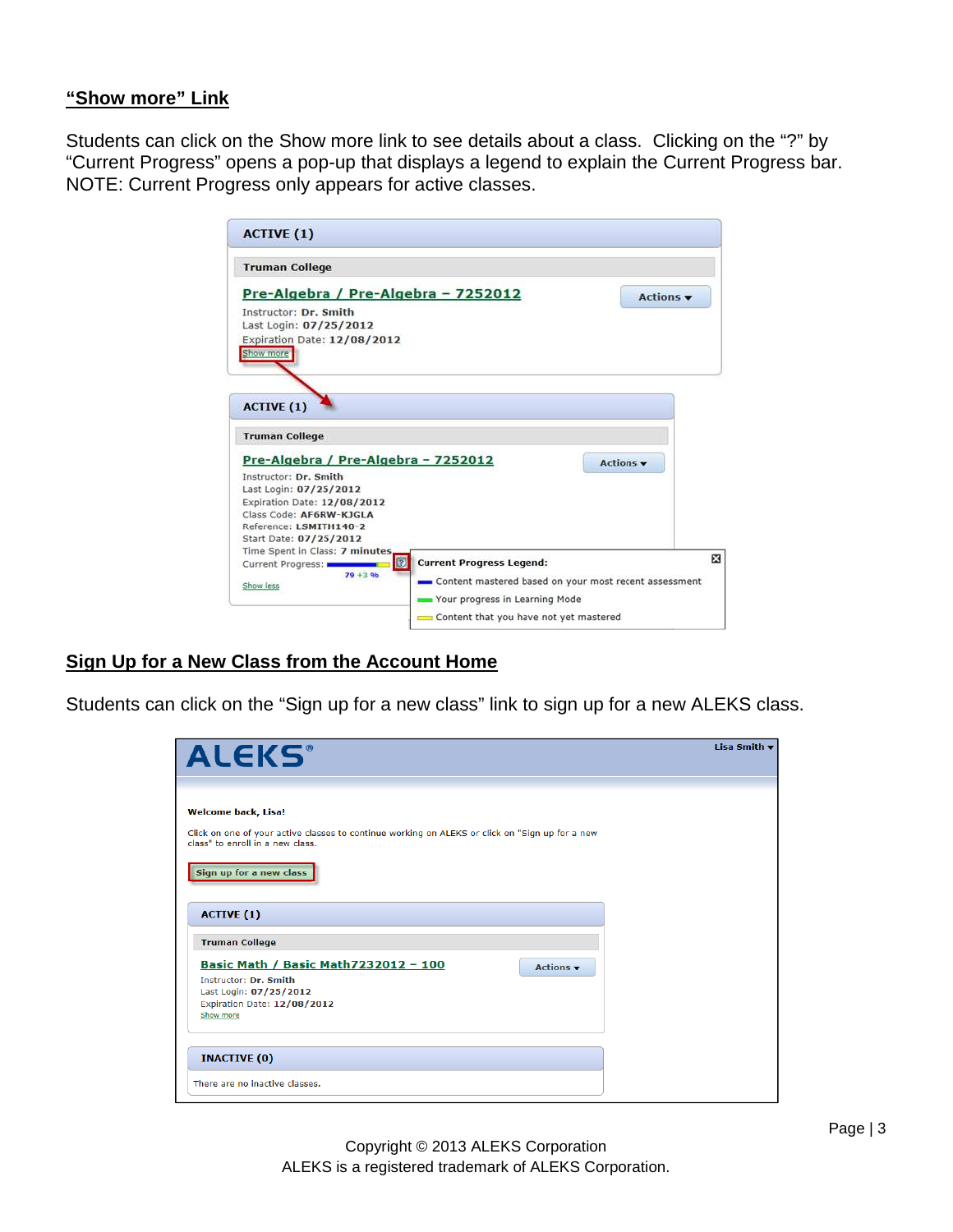## "Show more" Link

Students can click on the Show more link to see details about a class. Clicking on the "?" by "Current Progress" opens a pop-up that displays a legend to explain the Current Progress bar. NOTE: Current Progress only appears for active classes.

## Sign Up for a New Class from the Account Home

Students can click on the "Sign up for a new class" link to sign up for a new ALEKS class.

Copyright © 2013 ALEKS Corporation
ALEKS is a registered trademark of ALEKS Corporation.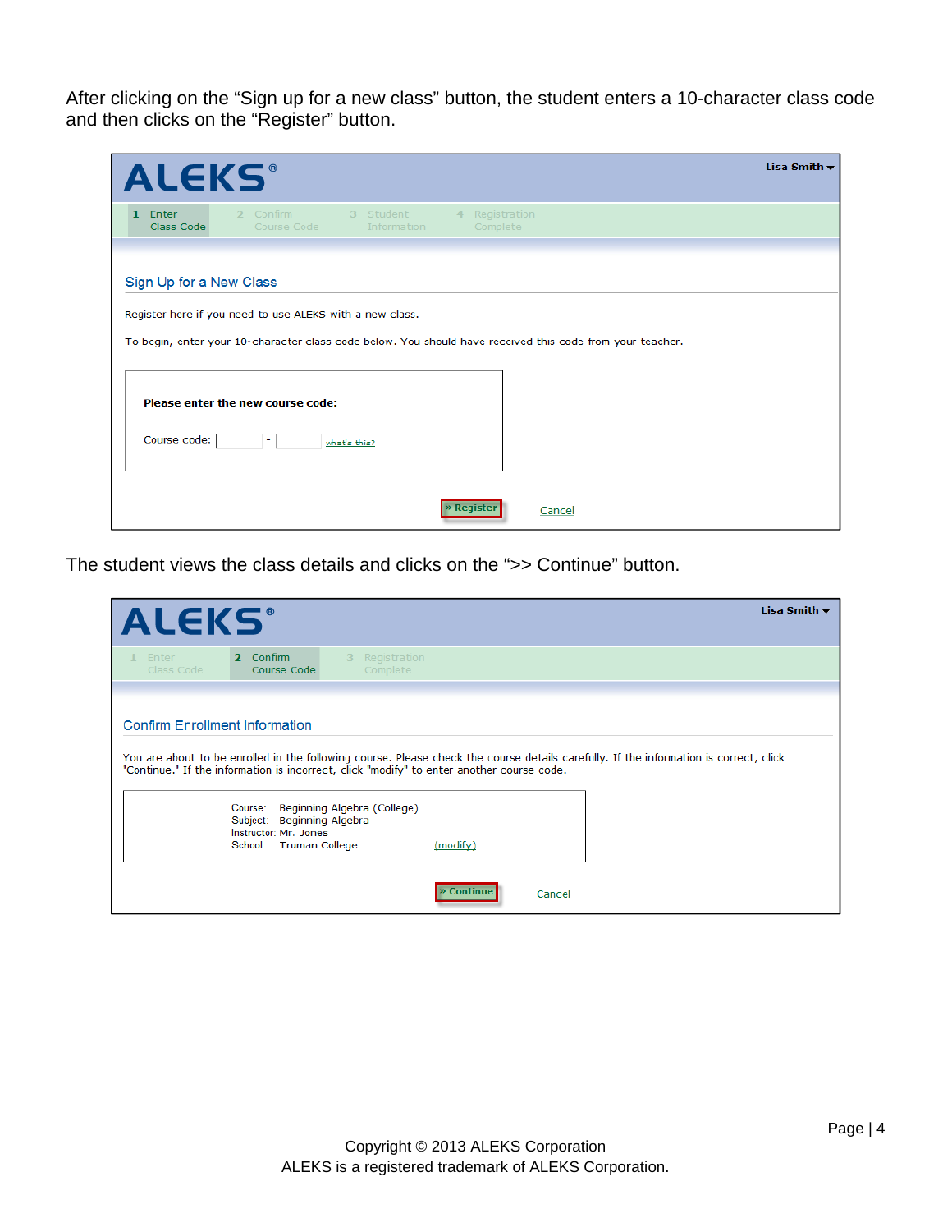After clicking on the “Sign up for a new class” button, the student enters a 10-character class code and then clicks on the “Register” button.

**ALEKS®** — Lisa Smith

1 Enter Class Code | 2 Confirm Course Code | 3 Student Information | 4 Registration Complete

## Sign Up for a New Class

Register here if you need to use ALEKS with a new class.

To begin, enter your 10-character class code below. You should have received this code from your teacher.

**Please enter the new course code:**

Course code: ______ - ______ what's this?

» Register    Cancel

The student views the class details and clicks on the “>> Continue” button.

**ALEKS®** — Lisa Smith

1 Enter Class Code | 2 Confirm Course Code | 3 Registration Complete

## Confirm Enrollment Information

You are about to be enrolled in the following course. Please check the course details carefully. If the information is correct, click 'Continue.' If the information is incorrect, click "modify" to enter another course code.

Course: Beginning Algebra (College)
Subject: Beginning Algebra
Instructor: Mr. Jones
School: Truman College (modify)

» Continue    Cancel

Copyright © 2013 ALEKS Corporation
ALEKS is a registered trademark of ALEKS Corporation.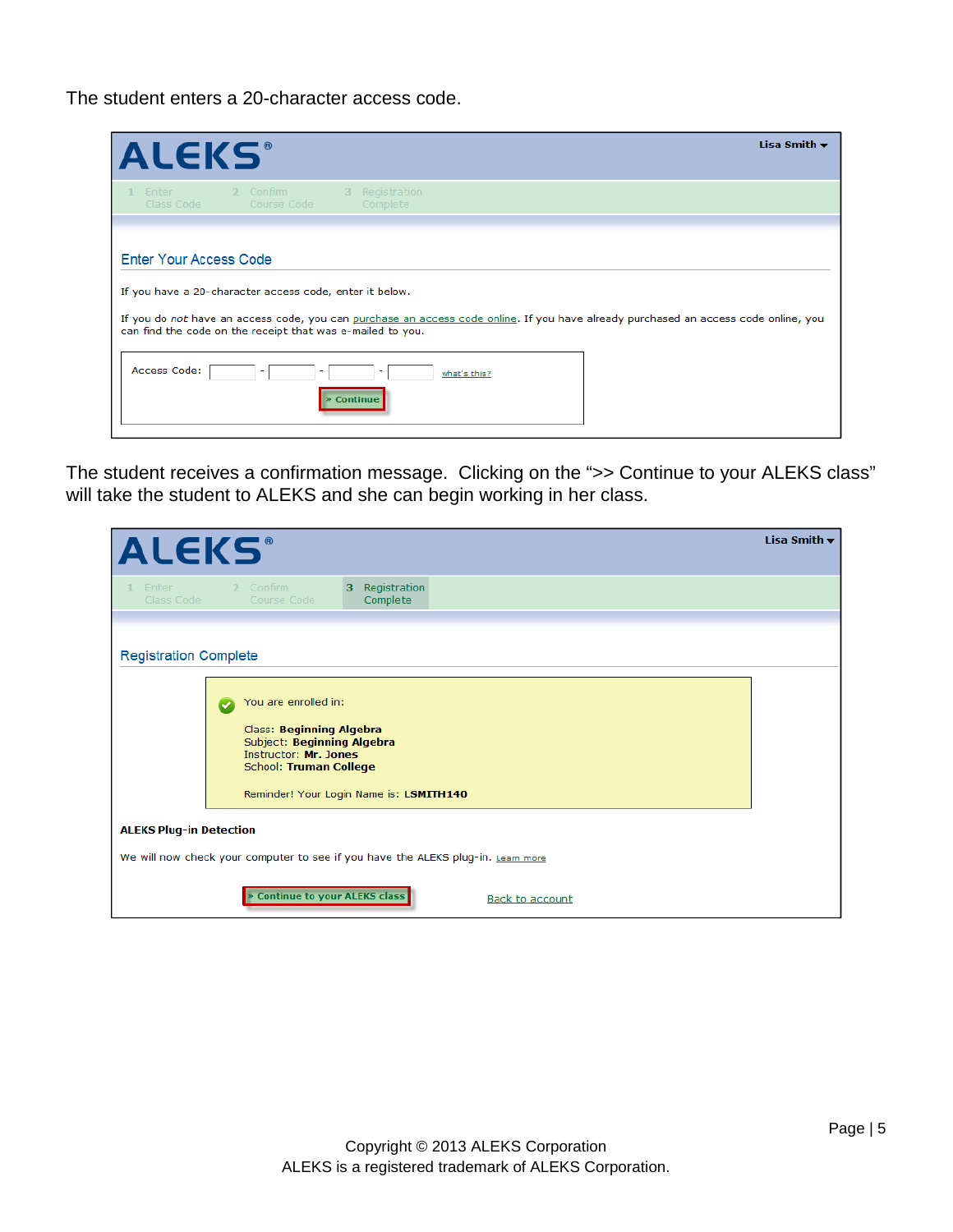The student enters a 20-character access code.

ALEKS®

Lisa Smith

1 Enter Class Code    2 Confirm Course Code    3 Registration Complete

## Enter Your Access Code

If you have a 20-character access code, enter it below.

If you do *not* have an access code, you can purchase an access code online. If you have already purchased an access code online, you can find the code on the receipt that was e-mailed to you.

Access Code: ______ - ______ - ______ - ______   what's this?

» Continue

The student receives a confirmation message. Clicking on the ">> Continue to your ALEKS class" will take the student to ALEKS and she can begin working in her class.

ALEKS®

Lisa Smith

1 Enter Class Code    2 Confirm Course Code    3 Registration Complete

## Registration Complete

You are enrolled in:

Class: **Beginning Algebra**
Subject: **Beginning Algebra**
Instructor: **Mr. Jones**
School: **Truman College**

Reminder! Your Login Name is: **LSMITH140**

**ALEKS Plug-in Detection**

We will now check your computer to see if you have the ALEKS plug-in. Learn more

» Continue to your ALEKS class    Back to account

Copyright © 2013 ALEKS Corporation
ALEKS is a registered trademark of ALEKS Corporation.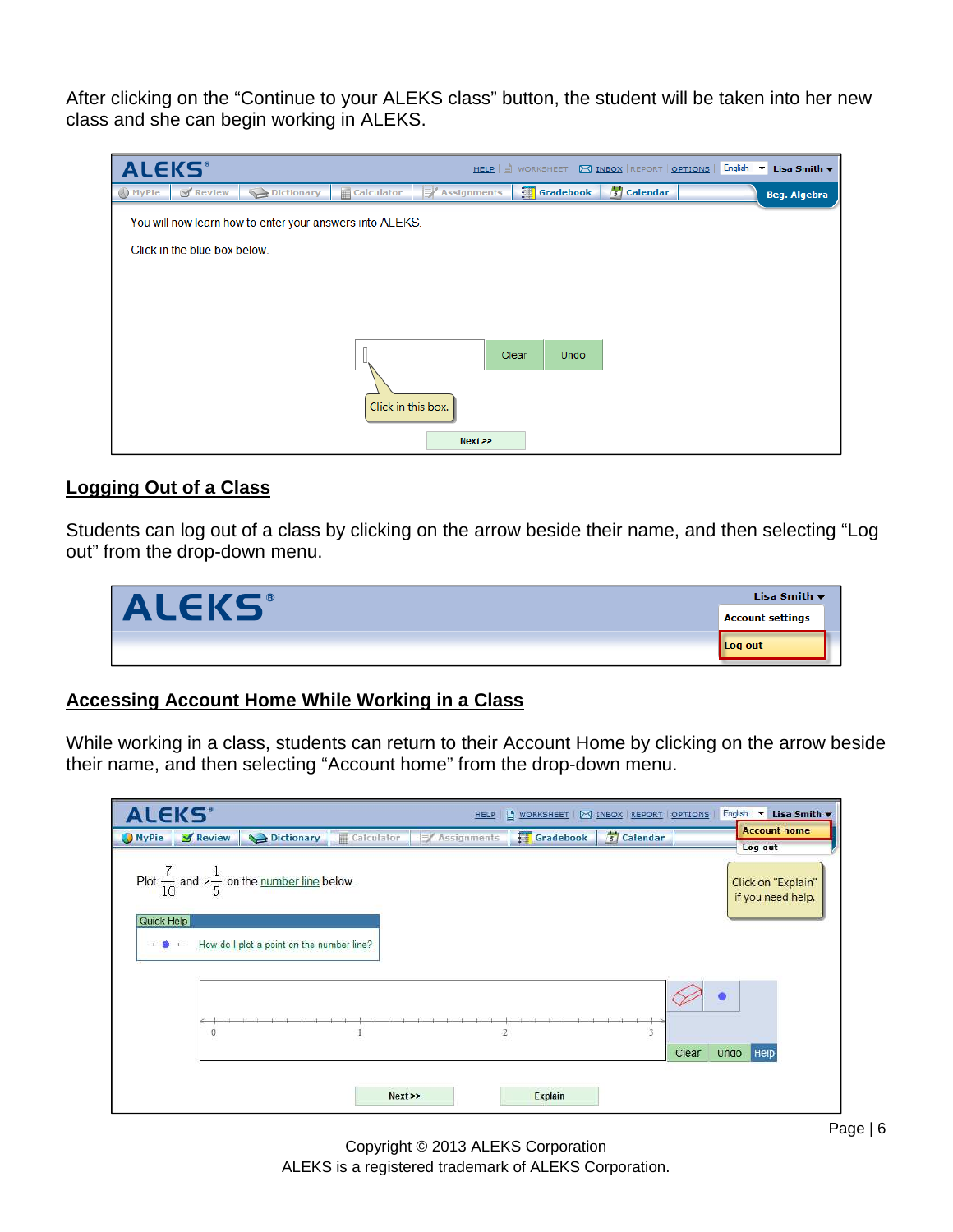After clicking on the “Continue to your ALEKS class” button, the student will be taken into her new class and she can begin working in ALEKS.

## Logging Out of a Class

Students can log out of a class by clicking on the arrow beside their name, and then selecting “Log out” from the drop-down menu.

## Accessing Account Home While Working in a Class

While working in a class, students can return to their Account Home by clicking on the arrow beside their name, and then selecting “Account home” from the drop-down menu.

Copyright © 2013 ALEKS Corporation
ALEKS is a registered trademark of ALEKS Corporation.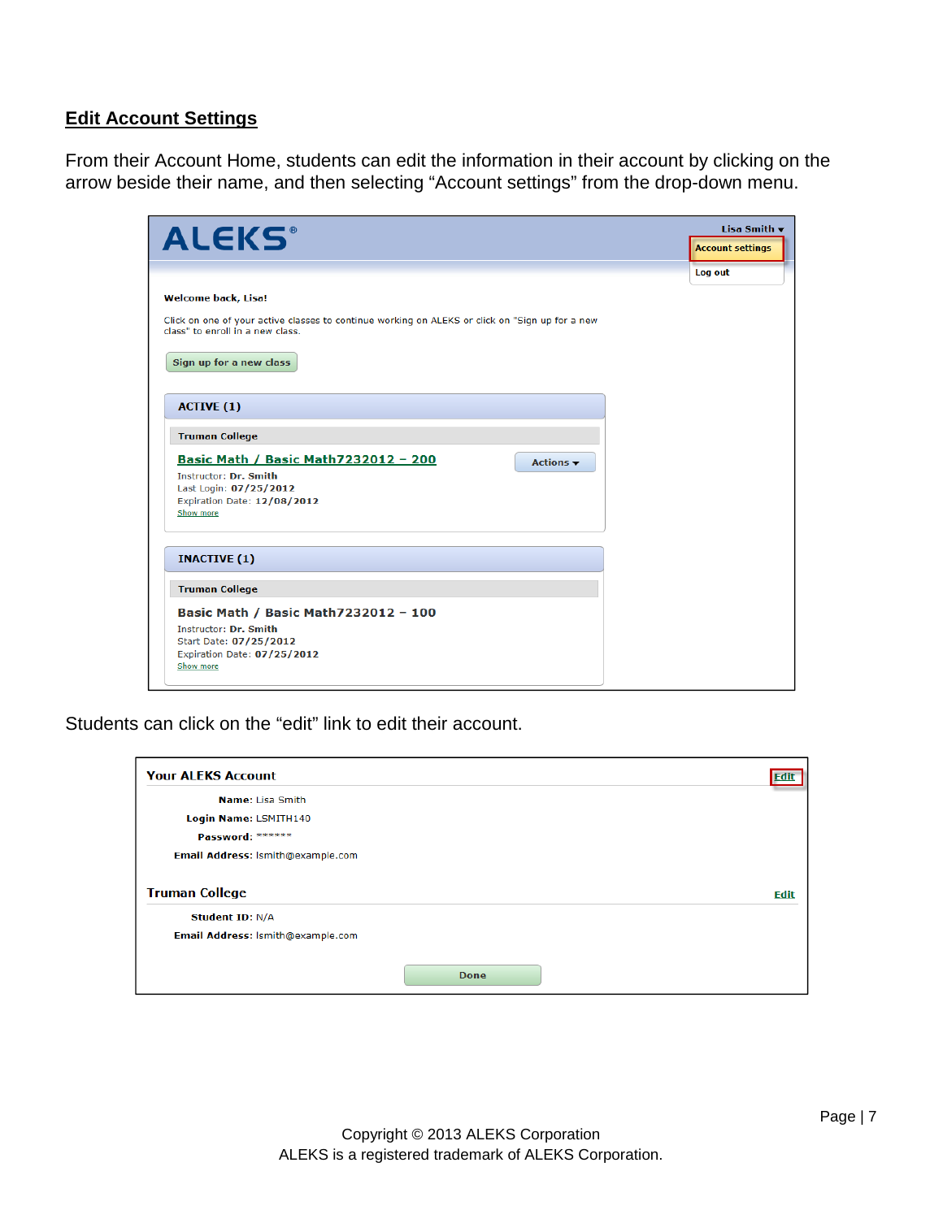## Edit Account Settings

From their Account Home, students can edit the information in their account by clicking on the arrow beside their name, and then selecting "Account settings" from the drop-down menu.

Students can click on the "edit" link to edit their account.

Copyright © 2013 ALEKS Corporation
ALEKS is a registered trademark of ALEKS Corporation.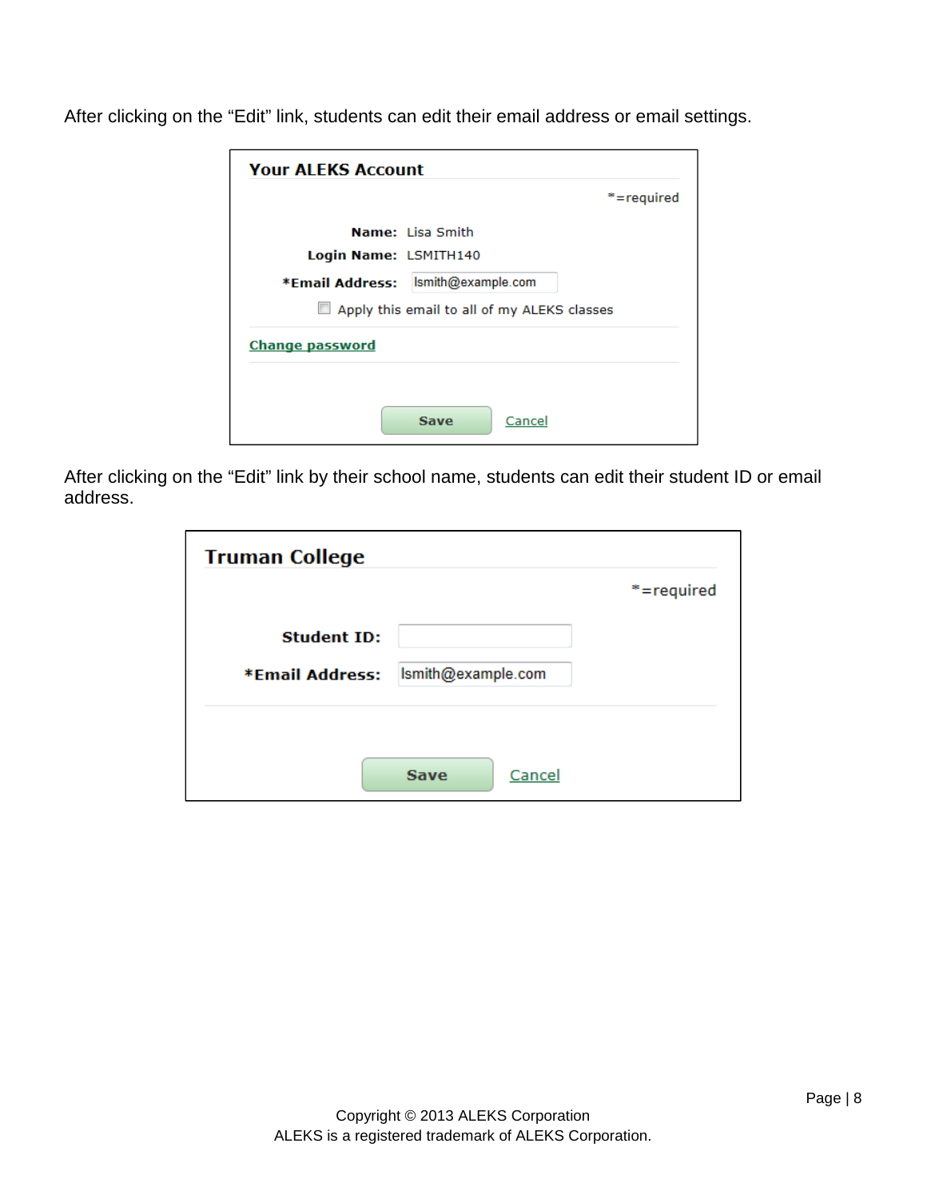After clicking on the “Edit” link, students can edit their email address or email settings.

**Your ALEKS Account**

*=required

**Name:** Lisa Smith

**Login Name:** LSMITH140

***Email Address:** lsmith@example.com

Apply this email to all of my ALEKS classes

Change password

Save Cancel

After clicking on the “Edit” link by their school name, students can edit their student ID or email address.

**Truman College**

*=required

**Student ID:**

***Email Address:** lsmith@example.com

Save Cancel

Copyright © 2013 ALEKS Corporation
ALEKS is a registered trademark of ALEKS Corporation.